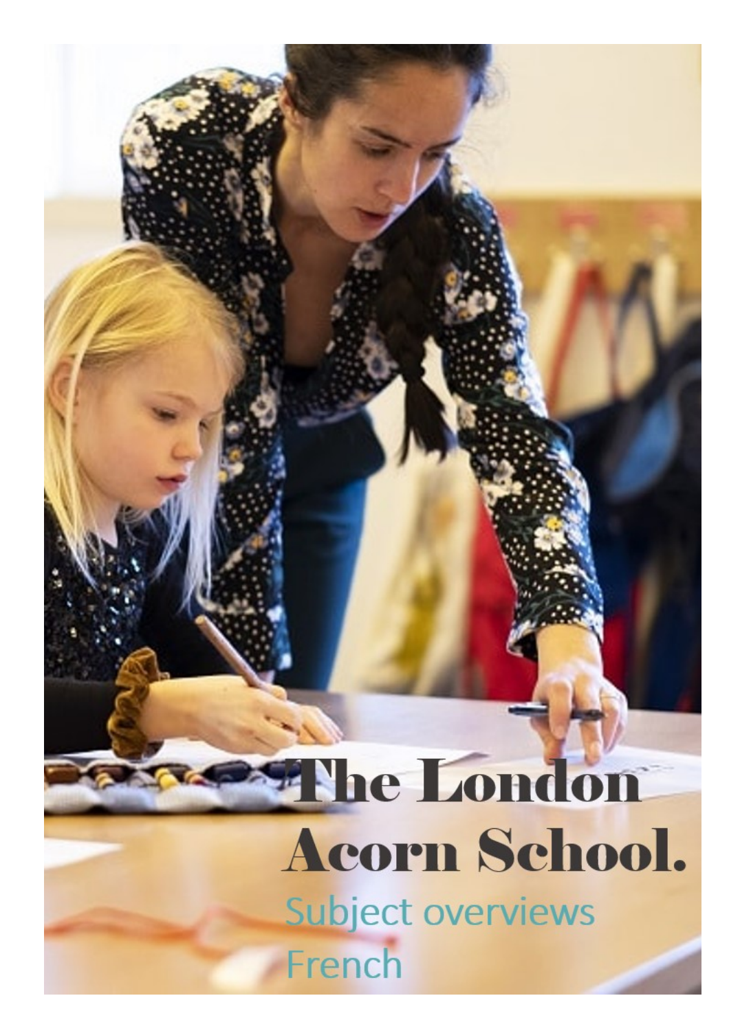# The London Acorn School.

## Subject overviews

## French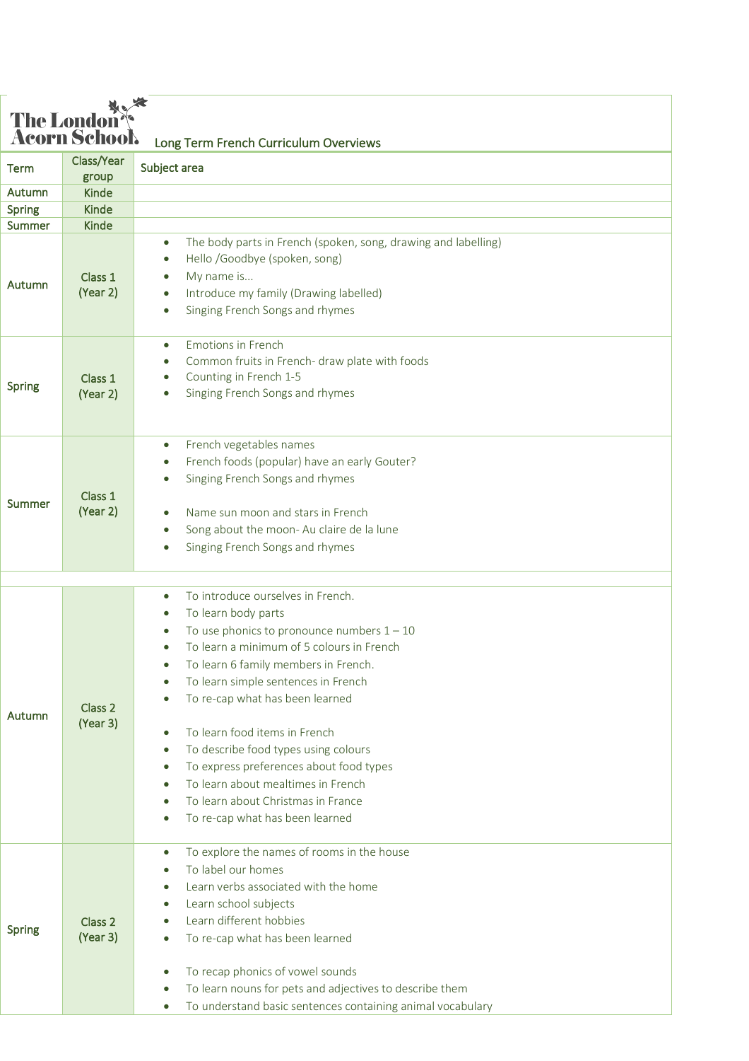# The London Acorn School

## Long Term French Curriculum Overviews

| Term | Class/Year group | Subject area |
|---|---|---|
| Autumn | Kinde | |
| Spring | Kinde | |
| Summer | Kinde | |
| Autumn | Class 1 (Year 2) | • The body parts in French (spoken, song, drawing and labelling)<br>• Hello /Goodbye (spoken, song)<br>• My name is...<br>• Introduce my family (Drawing labelled)<br>• Singing French Songs and rhymes |
| Spring | Class 1 (Year 2) | • Emotions in French<br>• Common fruits in French- draw plate with foods<br>• Counting in French 1-5<br>• Singing French Songs and rhymes |
| Summer | Class 1 (Year 2) | • French vegetables names<br>• French foods (popular) have an early Gouter?<br>• Singing French Songs and rhymes<br><br>• Name sun moon and stars in French<br>• Song about the moon- Au claire de la lune<br>• Singing French Songs and rhymes |
| | | |
| Autumn | Class 2 (Year 3) | • To introduce ourselves in French.<br>• To learn body parts<br>• To use phonics to pronounce numbers 1 – 10<br>• To learn a minimum of 5 colours in French<br>• To learn 6 family members in French.<br>• To learn simple sentences in French<br>• To re-cap what has been learned<br><br>• To learn food items in French<br>• To describe food types using colours<br>• To express preferences about food types<br>• To learn about mealtimes in French<br>• To learn about Christmas in France<br>• To re-cap what has been learned |
| Spring | Class 2 (Year 3) | • To explore the names of rooms in the house<br>• To label our homes<br>• Learn verbs associated with the home<br>• Learn school subjects<br>• Learn different hobbies<br>• To re-cap what has been learned<br><br>• To recap phonics of vowel sounds<br>• To learn nouns for pets and adjectives to describe them<br>• To understand basic sentences containing animal vocabulary |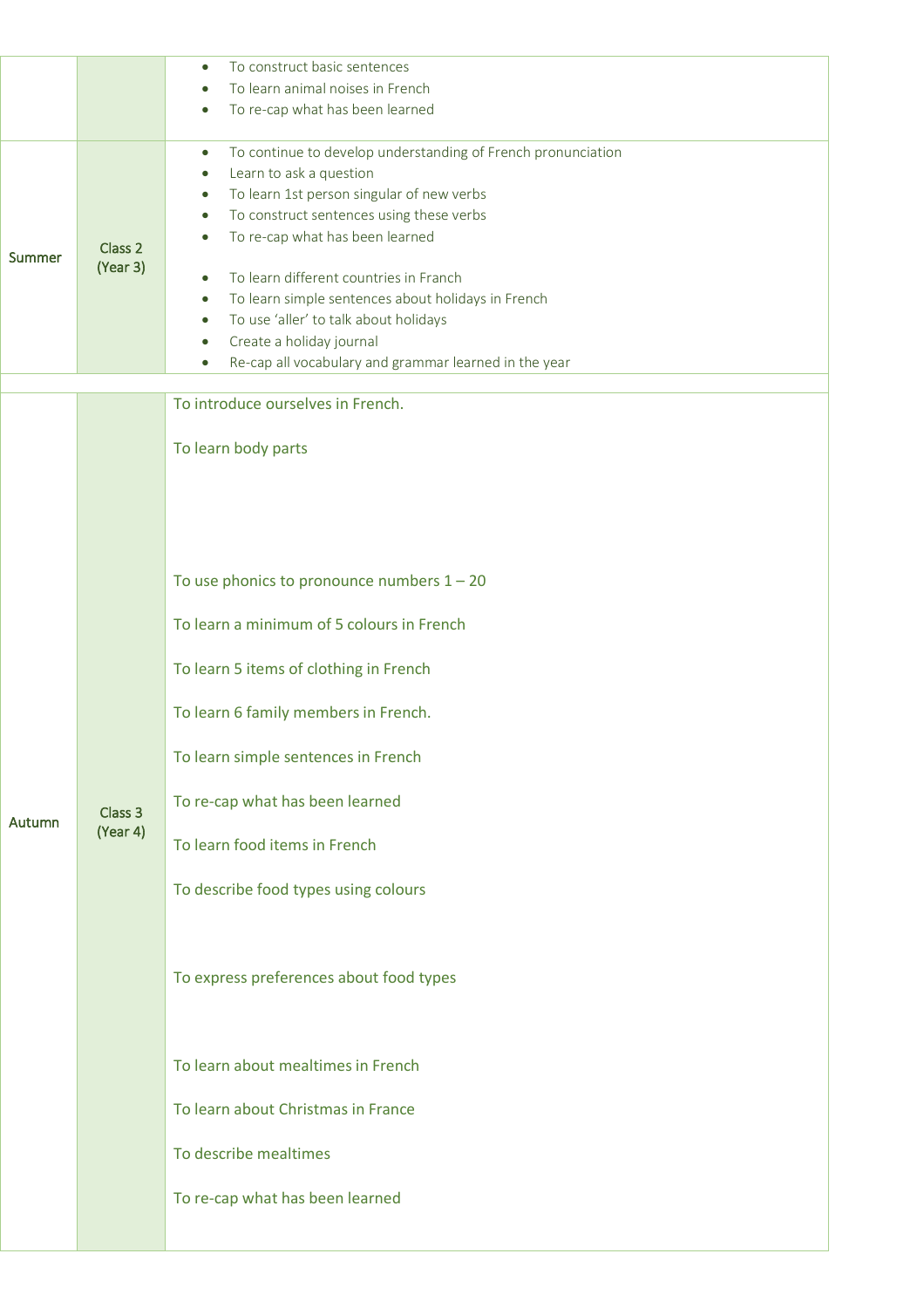| | | |
|---|---|---|
| | | • To construct basic sentences<br>• To learn animal noises in French<br>• To re-cap what has been learned |
| Summer | Class 2 (Year 3) | • To continue to develop understanding of French pronunciation<br>• Learn to ask a question<br>• To learn 1st person singular of new verbs<br>• To construct sentences using these verbs<br>• To re-cap what has been learned<br><br>• To learn different countries in Franch<br>• To learn simple sentences about holidays in French<br>• To use 'aller' to talk about holidays<br>• Create a holiday journal<br>• Re-cap all vocabulary and grammar learned in the year |
| | | |
| Autumn | Class 3 (Year 4) | To introduce ourselves in French.<br><br>To learn body parts<br><br>To use phonics to pronounce numbers 1 – 20<br><br>To learn a minimum of 5 colours in French<br><br>To learn 5 items of clothing in French<br><br>To learn 6 family members in French.<br><br>To learn simple sentences in French<br><br>To re-cap what has been learned<br><br>To learn food items in French<br><br>To describe food types using colours<br><br>To express preferences about food types<br><br>To learn about mealtimes in French<br><br>To learn about Christmas in France<br><br>To describe mealtimes<br><br>To re-cap what has been learned |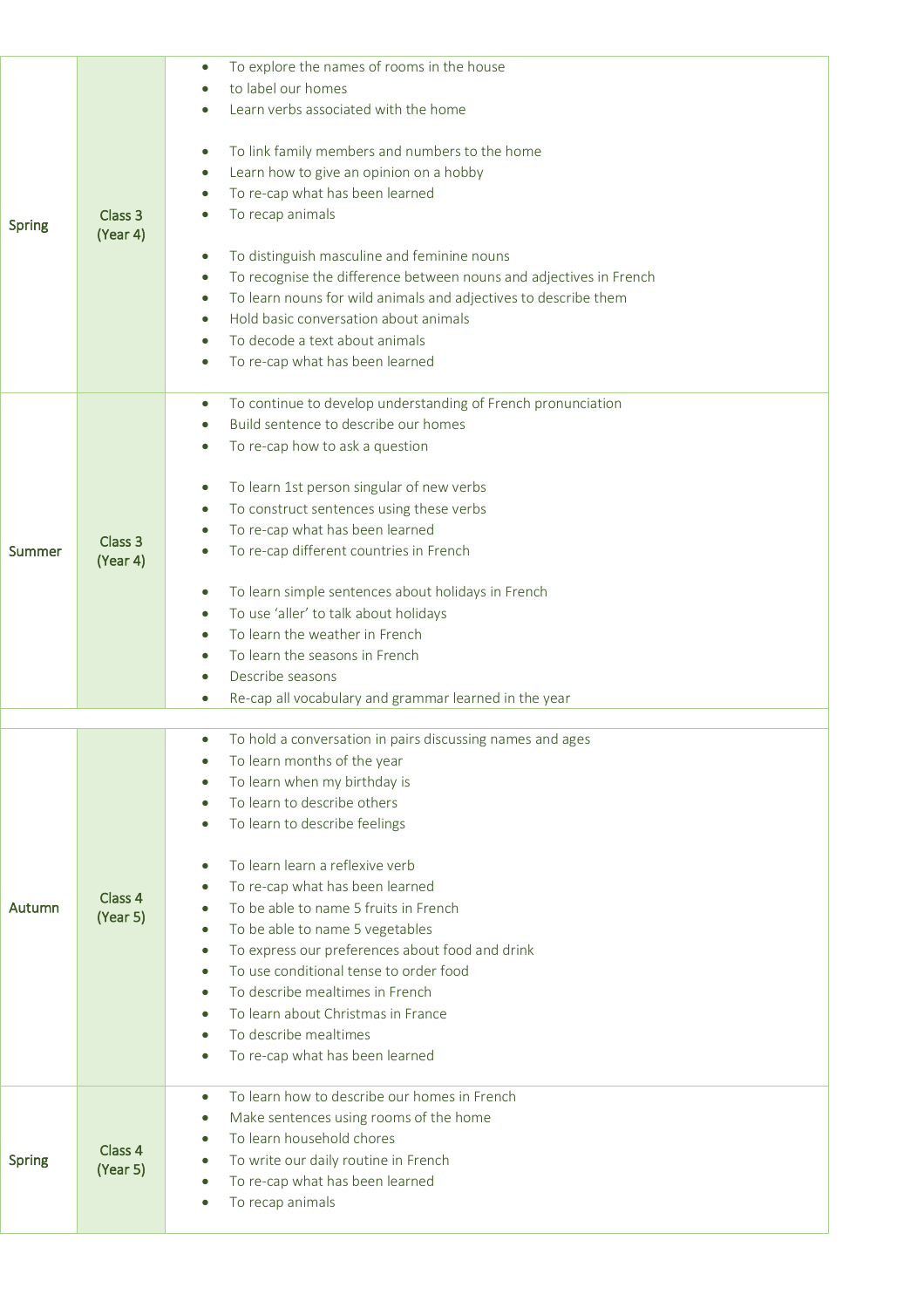| | | |
|---|---|---|
| Spring | Class 3 (Year 4) | • To explore the names of rooms in the house<br>• to label our homes<br>• Learn verbs associated with the home<br><br>• To link family members and numbers to the home<br>• Learn how to give an opinion on a hobby<br>• To re-cap what has been learned<br>• To recap animals<br><br>• To distinguish masculine and feminine nouns<br>• To recognise the difference between nouns and adjectives in French<br>• To learn nouns for wild animals and adjectives to describe them<br>• Hold basic conversation about animals<br>• To decode a text about animals<br>• To re-cap what has been learned |
| Summer | Class 3 (Year 4) | • To continue to develop understanding of French pronunciation<br>• Build sentence to describe our homes<br>• To re-cap how to ask a question<br><br>• To learn 1st person singular of new verbs<br>• To construct sentences using these verbs<br>• To re-cap what has been learned<br>• To re-cap different countries in French<br><br>• To learn simple sentences about holidays in French<br>• To use 'aller' to talk about holidays<br>• To learn the weather in French<br>• To learn the seasons in French<br>• Describe seasons<br>• Re-cap all vocabulary and grammar learned in the year |
| | | |
| Autumn | Class 4 (Year 5) | • To hold a conversation in pairs discussing names and ages<br>• To learn months of the year<br>• To learn when my birthday is<br>• To learn to describe others<br>• To learn to describe feelings<br><br>• To learn learn a reflexive verb<br>• To re-cap what has been learned<br>• To be able to name 5 fruits in French<br>• To be able to name 5 vegetables<br>• To express our preferences about food and drink<br>• To use conditional tense to order food<br>• To describe mealtimes in French<br>• To learn about Christmas in France<br>• To describe mealtimes<br>• To re-cap what has been learned |
| Spring | Class 4 (Year 5) | • To learn how to describe our homes in French<br>• Make sentences using rooms of the home<br>• To learn household chores<br>• To write our daily routine in French<br>• To re-cap what has been learned<br>• To recap animals |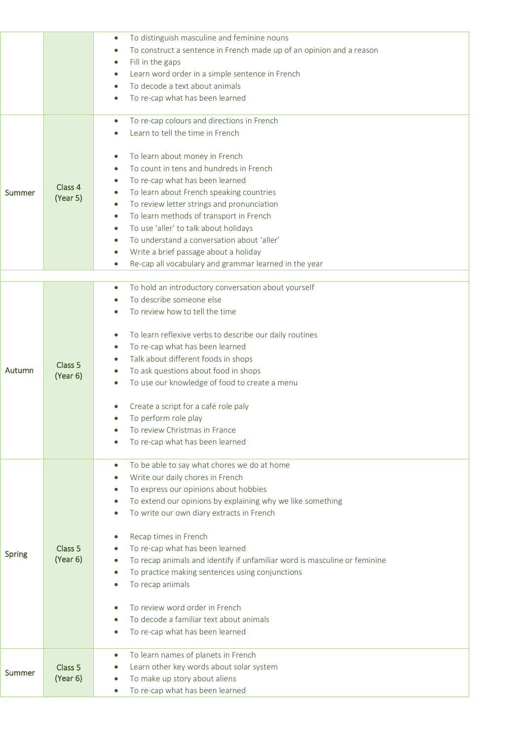| | | |
|---|---|---|
| | | • To distinguish masculine and feminine nouns<br>• To construct a sentence in French made up of an opinion and a reason<br>• Fill in the gaps<br>• Learn word order in a simple sentence in French<br>• To decode a text about animals<br>• To re-cap what has been learned |
| Summer | Class 4 (Year 5) | • To re-cap colours and directions in French<br>• Learn to tell the time in French<br><br>• To learn about money in French<br>• To count in tens and hundreds in French<br>• To re-cap what has been learned<br>• To learn about French speaking countries<br>• To review letter strings and pronunciation<br>• To learn methods of transport in French<br>• To use 'aller' to talk about holidays<br>• To understand a conversation about 'aller'<br>• Write a brief passage about a holiday<br>• Re-cap all vocabulary and grammar learned in the year |
| | | |
| Autumn | Class 5 (Year 6) | • To hold an introductory conversation about yourself<br>• To describe someone else<br>• To review how to tell the time<br><br>• To learn reflexive verbs to describe our daily routines<br>• To re-cap what has been learned<br>• Talk about different foods in shops<br>• To ask questions about food in shops<br>• To use our knowledge of food to create a menu<br><br>• Create a script for a café role paly<br>• To perform role play<br>• To review Christmas in France<br>• To re-cap what has been learned |
| Spring | Class 5 (Year 6) | • To be able to say what chores we do at home<br>• Write our daily chores in French<br>• To express our opinions about hobbies<br>• To extend our opinions by explaining why we like something<br>• To write our own diary extracts in French<br><br>• Recap times in French<br>• To re-cap what has been learned<br>• To recap animals and identify if unfamiliar word is masculine or feminine<br>• To practice making sentences using conjunctions<br>• To recap animals<br><br>• To review word order in French<br>• To decode a familiar text about animals<br>• To re-cap what has been learned |
| Summer | Class 5 (Year 6) | • To learn names of planets in French<br>• Learn other key words about solar system<br>• To make up story about aliens<br>• To re-cap what has been learned |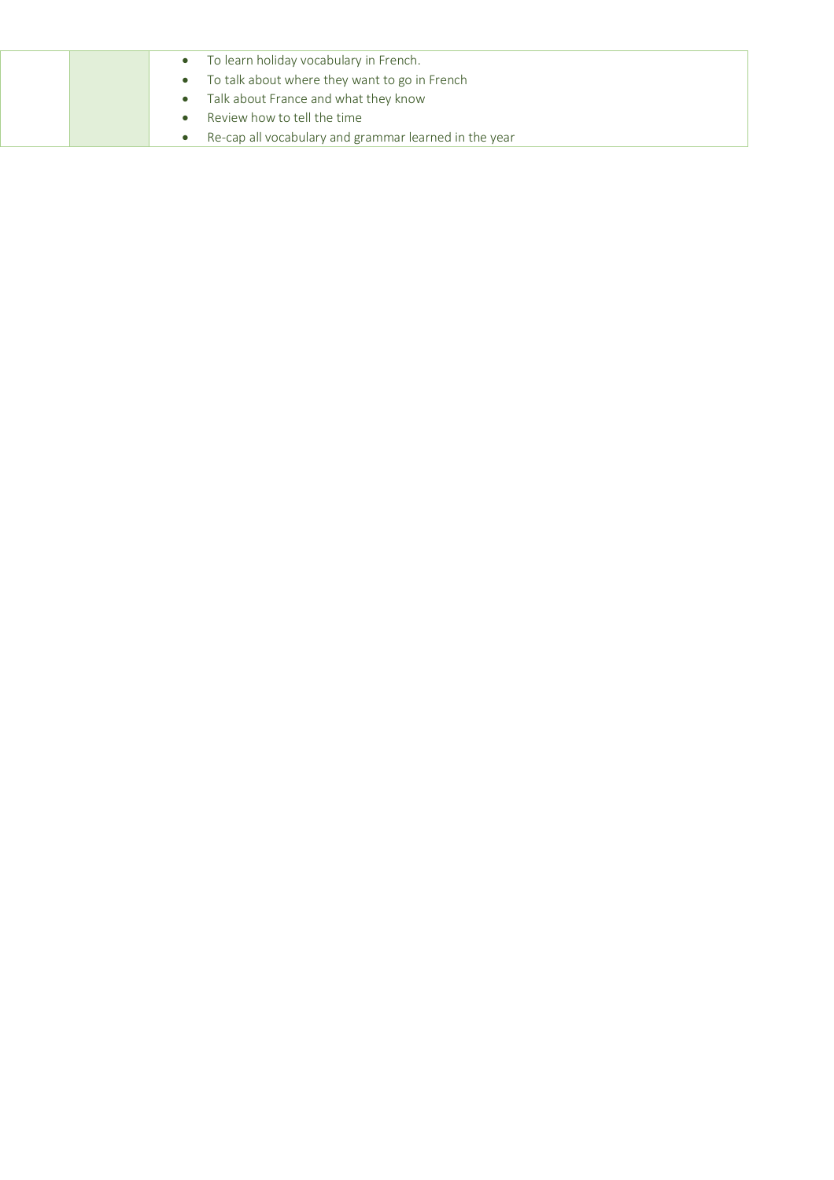| | | |
|---|---|---|
| | | • To learn holiday vocabulary in French.<br>• To talk about where they want to go in French<br>• Talk about France and what they know<br>• Review how to tell the time<br>• Re-cap all vocabulary and grammar learned in the year |